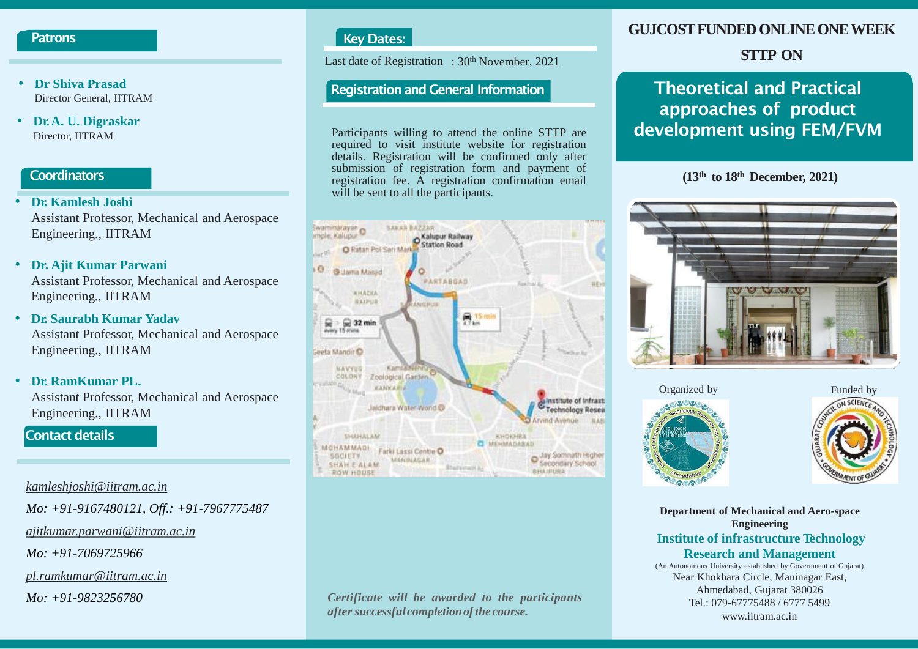## Patrons

- **Dr Shiva Prasad**
  Director General, IITRAM
- **Dr. A. U. Digraskar**
  Director, IITRAM

## Coordinators

- **Dr. Kamlesh Joshi**
  Assistant Professor, Mechanical and Aerospace Engineering., IITRAM
- **Dr. Ajit Kumar Parwani**
  Assistant Professor, Mechanical and Aerospace Engineering., IITRAM
- **Dr. Saurabh Kumar Yadav**
  Assistant Professor, Mechanical and Aerospace Engineering., IITRAM
- **Dr. RamKumar PL.**
  Assistant Professor, Mechanical and Aerospace Engineering., IITRAM

## Contact details

*kamleshjoshi@iitram.ac.in*

*Mo: +91-9167480121, Off.: +91-7967775487*

*ajitkumar.parwani@iitram.ac.in*

*Mo: +91-7069725966*

*pl.ramkumar@iitram.ac.in*

*Mo: +91-9823256780*

## Key Dates:

Last date of Registration : 30th November, 2021

## Registration and General Information

Participants willing to attend the online STTP are required to visit institute website for registration details. Registration will be confirmed only after submission of registration form and payment of registration fee. A registration confirmation email will be sent to all the participants.

***Certificate will be awarded to the participants after successful completion of the course.***

**GUJCOST FUNDED ONLINE ONE WEEK STTP ON**

# Theoretical and Practical approaches of product development using FEM/FVM

**(13th to 18th December, 2021)**

Organized by

Funded by

**Department of Mechanical and Aero-space Engineering**

**Institute of infrastructure Technology Research and Management**

(An Autonomous University established by Government of Gujarat)

Near Khokhara Circle, Maninagar East, Ahmedabad, Gujarat 380026

Tel.: 079-67775488 / 6777 5499

www.iitram.ac.in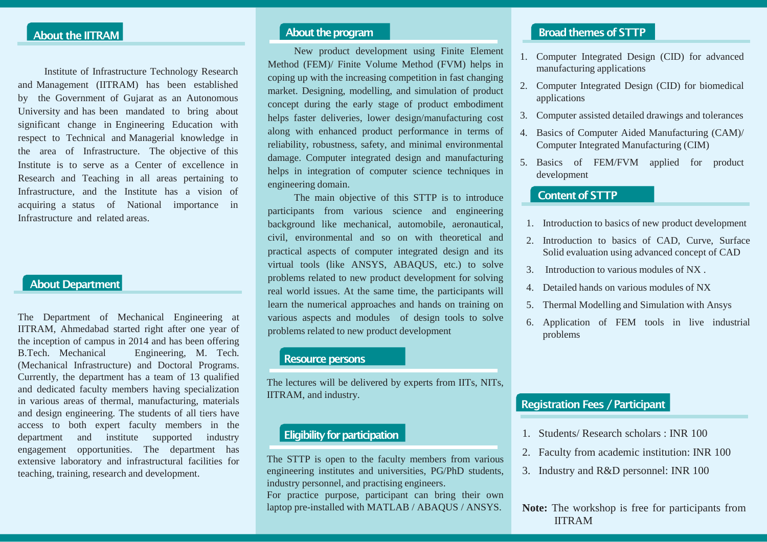## About the IITRAM

Institute of Infrastructure Technology Research and Management (IITRAM) has been established by the Government of Gujarat as an Autonomous University and has been mandated to bring about significant change in Engineering Education with respect to Technical and Managerial knowledge in the area of Infrastructure. The objective of this Institute is to serve as a Center of excellence in Research and Teaching in all areas pertaining to Infrastructure, and the Institute has a vision of acquiring a status of National importance in Infrastructure and related areas.

## About Department

The Department of Mechanical Engineering at IITRAM, Ahmedabad started right after one year of the inception of campus in 2014 and has been offering B.Tech. Mechanical Engineering, M. Tech. (Mechanical Infrastructure) and Doctoral Programs. Currently, the department has a team of 13 qualified and dedicated faculty members having specialization in various areas of thermal, manufacturing, materials and design engineering. The students of all tiers have access to both expert faculty members in the department and institute supported industry engagement opportunities. The department has extensive laboratory and infrastructural facilities for teaching, training, research and development.

## About the program

New product development using Finite Element Method (FEM)/ Finite Volume Method (FVM) helps in coping up with the increasing competition in fast changing market. Designing, modelling, and simulation of product concept during the early stage of product embodiment helps faster deliveries, lower design/manufacturing cost along with enhanced product performance in terms of reliability, robustness, safety, and minimal environmental damage. Computer integrated design and manufacturing helps in integration of computer science techniques in engineering domain.

The main objective of this STTP is to introduce participants from various science and engineering background like mechanical, automobile, aeronautical, civil, environmental and so on with theoretical and practical aspects of computer integrated design and its virtual tools (like ANSYS, ABAQUS, etc.) to solve problems related to new product development for solving real world issues. At the same time, the participants will learn the numerical approaches and hands on training on various aspects and modules of design tools to solve problems related to new product development

## Resource persons

The lectures will be delivered by experts from IITs, NITs, IITRAM, and industry.

## Eligibility for participation

The STTP is open to the faculty members from various engineering institutes and universities, PG/PhD students, industry personnel, and practising engineers.
For practice purpose, participant can bring their own laptop pre-installed with MATLAB / ABAQUS / ANSYS.

## Broad themes of STTP

1. Computer Integrated Design (CID) for advanced manufacturing applications
2. Computer Integrated Design (CID) for biomedical applications
3. Computer assisted detailed drawings and tolerances
4. Basics of Computer Aided Manufacturing (CAM)/ Computer Integrated Manufacturing (CIM)
5. Basics of FEM/FVM applied for product development

## Content of STTP

1. Introduction to basics of new product development
2. Introduction to basics of CAD, Curve, Surface Solid evaluation using advanced concept of CAD
3. Introduction to various modules of NX .
4. Detailed hands on various modules of NX
5. Thermal Modelling and Simulation with Ansys
6. Application of FEM tools in live industrial problems

## Registration Fees / Participant

1. Students/ Research scholars : INR 100
2. Faculty from academic institution: INR 100
3. Industry and R&D personnel: INR 100

**Note:** The workshop is free for participants from IITRAM